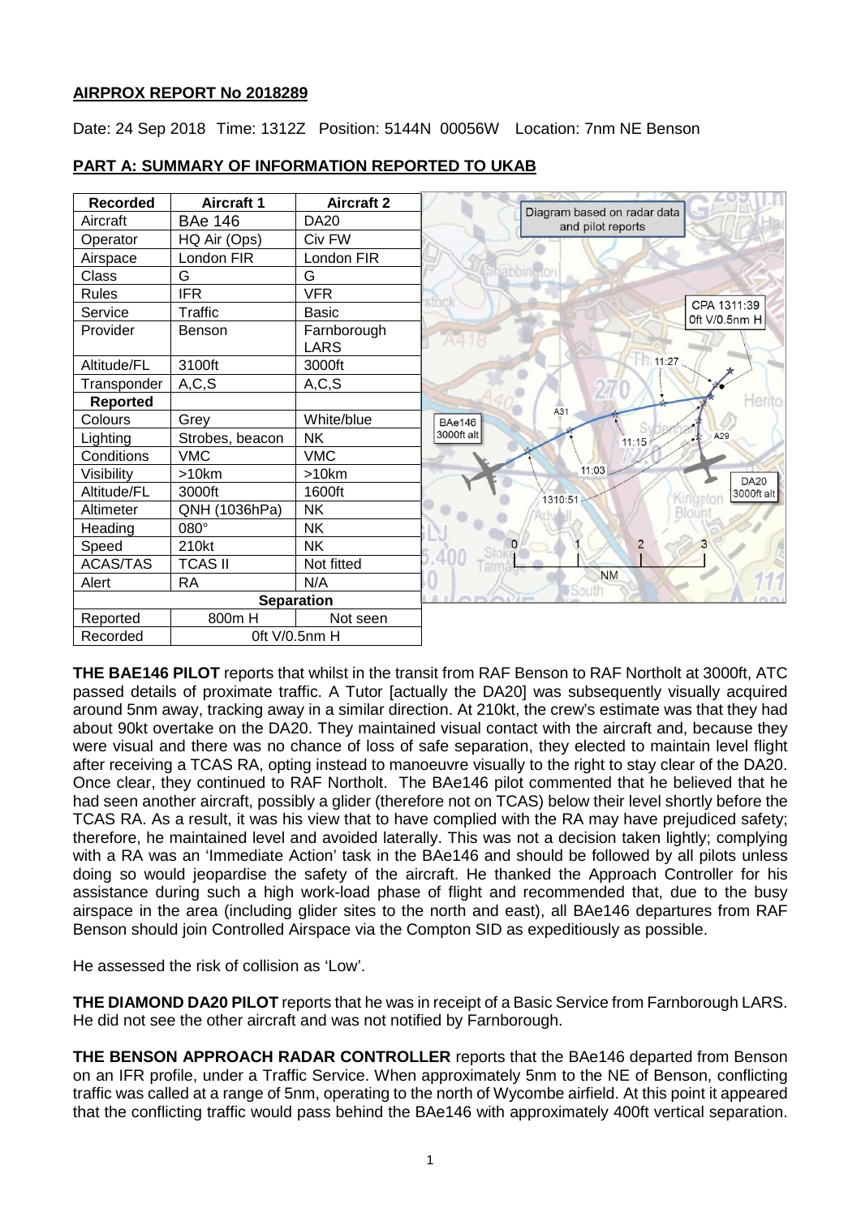**AIRPROX REPORT No 2018289**

Date: 24 Sep 2018 Time: 1312Z Position: 5144N 00056W Location: 7nm NE Benson

**PART A: SUMMARY OF INFORMATION REPORTED TO UKAB**

| Recorded | Aircraft 1 | Aircraft 2 |
|---|---|---|
| Aircraft | BAe 146 | DA20 |
| Operator | HQ Air (Ops) | Civ FW |
| Airspace | London FIR | London FIR |
| Class | G | G |
| Rules | IFR | VFR |
| Service | Traffic | Basic |
| Provider | Benson | Farnborough LARS |
| Altitude/FL | 3100ft | 3000ft |
| Transponder | A,C,S | A,C,S |
| **Reported** | | |
| Colours | Grey | White/blue |
| Lighting | Strobes, beacon | NK |
| Conditions | VMC | VMC |
| Visibility | >10km | >10km |
| Altitude/FL | 3000ft | 1600ft |
| Altimeter | QNH (1036hPa) | NK |
| Heading | 080° | NK |
| Speed | 210kt | NK |
| ACAS/TAS | TCAS II | Not fitted |
| Alert | RA | N/A |
| **Separation** | | |
| Reported | 800m H | Not seen |
| Recorded | 0ft V/0.5nm H | |

**THE BAE146 PILOT** reports that whilst in the transit from RAF Benson to RAF Northolt at 3000ft, ATC passed details of proximate traffic. A Tutor [actually the DA20] was subsequently visually acquired around 5nm away, tracking away in a similar direction. At 210kt, the crew's estimate was that they had about 90kt overtake on the DA20. They maintained visual contact with the aircraft and, because they were visual and there was no chance of loss of safe separation, they elected to maintain level flight after receiving a TCAS RA, opting instead to manoeuvre visually to the right to stay clear of the DA20. Once clear, they continued to RAF Northolt. The BAe146 pilot commented that he believed that he had seen another aircraft, possibly a glider (therefore not on TCAS) below their level shortly before the TCAS RA. As a result, it was his view that to have complied with the RA may have prejudiced safety; therefore, he maintained level and avoided laterally. This was not a decision taken lightly; complying with a RA was an 'Immediate Action' task in the BAe146 and should be followed by all pilots unless doing so would jeopardise the safety of the aircraft. He thanked the Approach Controller for his assistance during such a high work-load phase of flight and recommended that, due to the busy airspace in the area (including glider sites to the north and east), all BAe146 departures from RAF Benson should join Controlled Airspace via the Compton SID as expeditiously as possible.

He assessed the risk of collision as 'Low'.

**THE DIAMOND DA20 PILOT** reports that he was in receipt of a Basic Service from Farnborough LARS. He did not see the other aircraft and was not notified by Farnborough.

**THE BENSON APPROACH RADAR CONTROLLER** reports that the BAe146 departed from Benson on an IFR profile, under a Traffic Service. When approximately 5nm to the NE of Benson, conflicting traffic was called at a range of 5nm, operating to the north of Wycombe airfield. At this point it appeared that the conflicting traffic would pass behind the BAe146 with approximately 400ft vertical separation.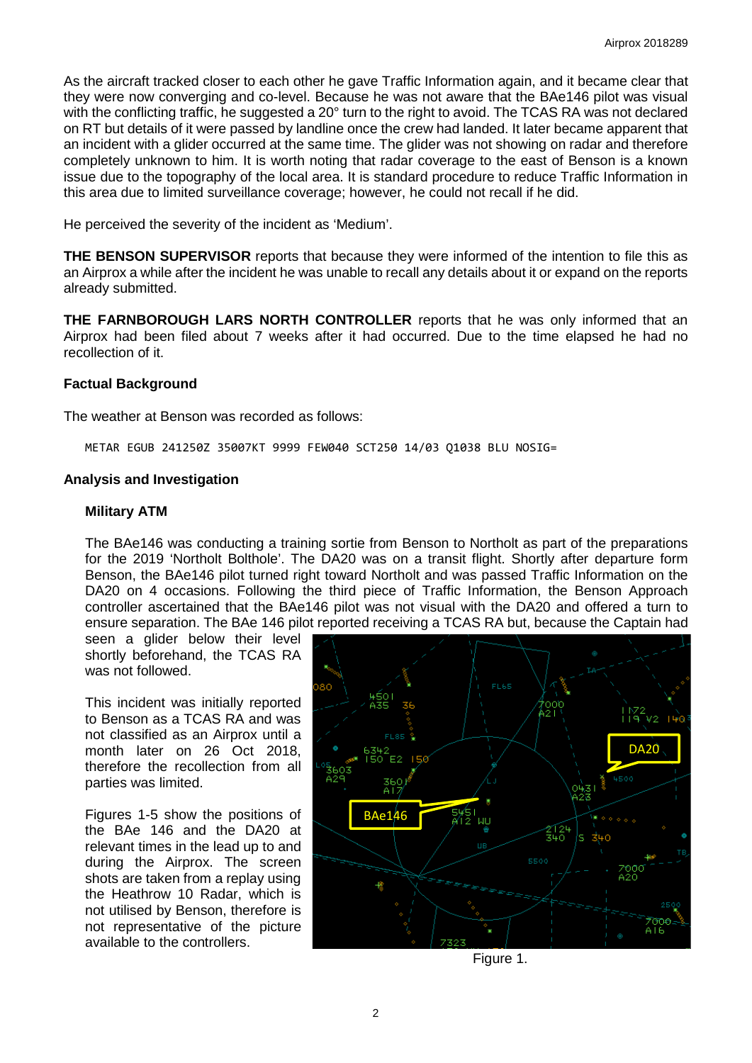As the aircraft tracked closer to each other he gave Traffic Information again, and it became clear that they were now converging and co-level. Because he was not aware that the BAe146 pilot was visual with the conflicting traffic, he suggested a 20° turn to the right to avoid. The TCAS RA was not declared on RT but details of it were passed by landline once the crew had landed. It later became apparent that an incident with a glider occurred at the same time. The glider was not showing on radar and therefore completely unknown to him. It is worth noting that radar coverage to the east of Benson is a known issue due to the topography of the local area. It is standard procedure to reduce Traffic Information in this area due to limited surveillance coverage; however, he could not recall if he did.

He perceived the severity of the incident as 'Medium'.

**THE BENSON SUPERVISOR** reports that because they were informed of the intention to file this as an Airprox a while after the incident he was unable to recall any details about it or expand on the reports already submitted.

**THE FARNBOROUGH LARS NORTH CONTROLLER** reports that he was only informed that an Airprox had been filed about 7 weeks after it had occurred. Due to the time elapsed he had no recollection of it.

### Factual Background

The weather at Benson was recorded as follows:

```
METAR EGUB 241250Z 35007KT 9999 FEW040 SCT250 14/03 Q1038 BLU NOSIG=
```

### Analysis and Investigation

#### Military ATM

The BAe146 was conducting a training sortie from Benson to Northolt as part of the preparations for the 2019 'Northolt Bolthole'. The DA20 was on a transit flight. Shortly after departure form Benson, the BAe146 pilot turned right toward Northolt and was passed Traffic Information on the DA20 on 4 occasions. Following the third piece of Traffic Information, the Benson Approach controller ascertained that the BAe146 pilot was not visual with the DA20 and offered a turn to ensure separation. The BAe 146 pilot reported receiving a TCAS RA but, because the Captain had seen a glider below their level shortly beforehand, the TCAS RA was not followed.

This incident was initially reported to Benson as a TCAS RA and was not classified as an Airprox until a month later on 26 Oct 2018, therefore the recollection from all parties was limited.

Figures 1-5 show the positions of the BAe 146 and the DA20 at relevant times in the lead up to and during the Airprox. The screen shots are taken from a replay using the Heathrow 10 Radar, which is not utilised by Benson, therefore is not representative of the picture available to the controllers.

Figure 1.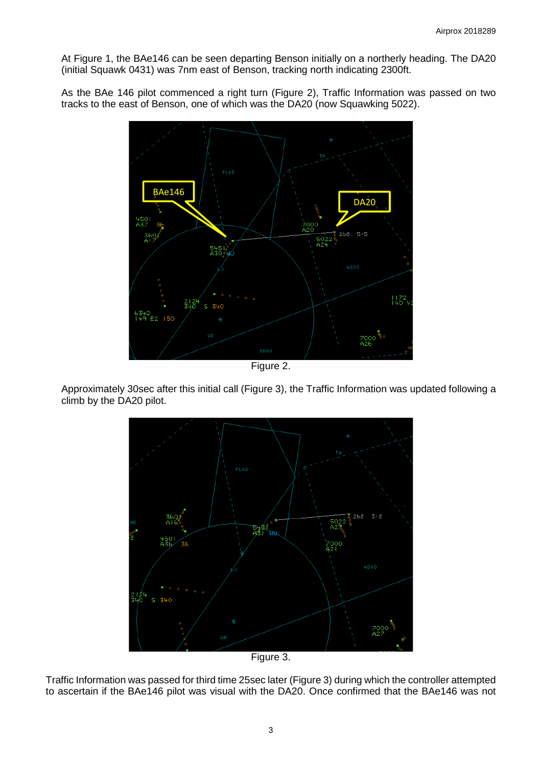At Figure 1, the BAe146 can be seen departing Benson initially on a northerly heading. The DA20 (initial Squawk 0431) was 7nm east of Benson, tracking north indicating 2300ft.

As the BAe 146 pilot commenced a right turn (Figure 2), Traffic Information was passed on two tracks to the east of Benson, one of which was the DA20 (now Squawking 5022).

Figure 2.

Approximately 30sec after this initial call (Figure 3), the Traffic Information was updated following a climb by the DA20 pilot.

Figure 3.

Traffic Information was passed for third time 25sec later (Figure 3) during which the controller attempted to ascertain if the BAe146 pilot was visual with the DA20. Once confirmed that the BAe146 was not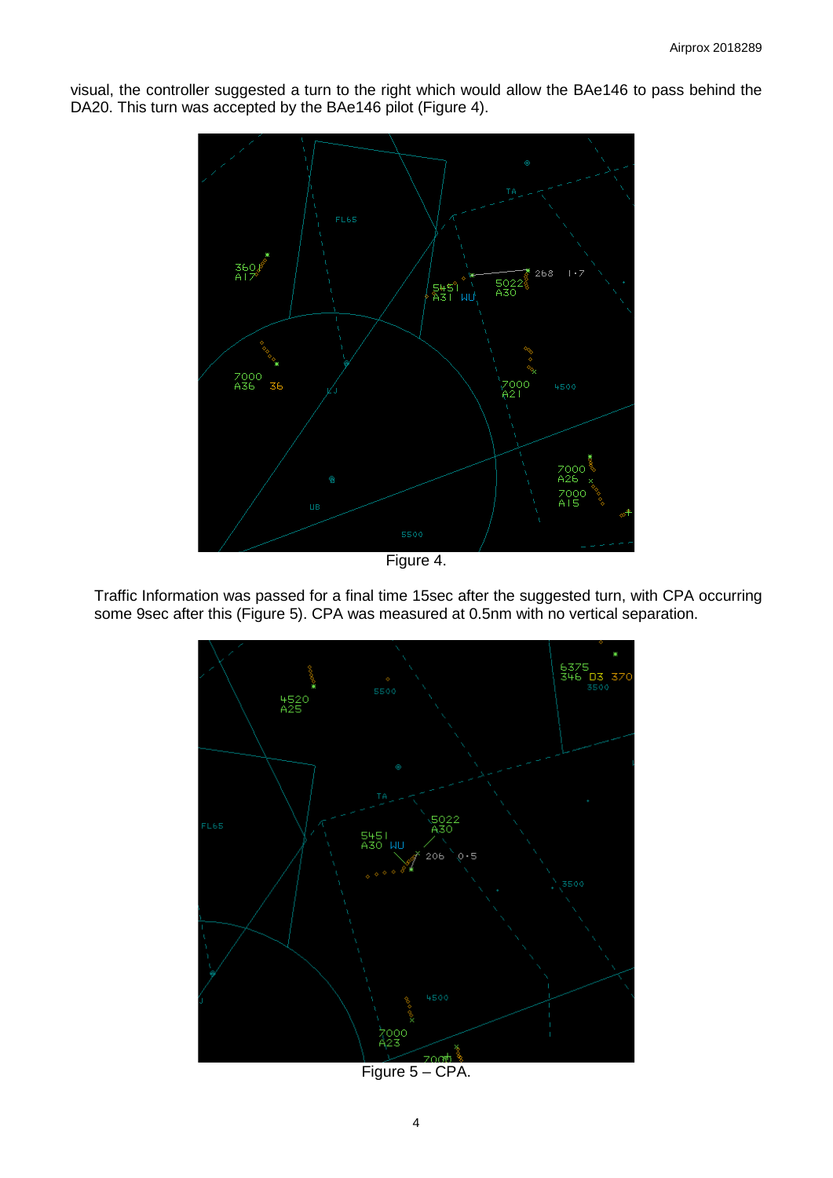visual, the controller suggested a turn to the right which would allow the BAe146 to pass behind the DA20. This turn was accepted by the BAe146 pilot (Figure 4).

Figure 4.

Traffic Information was passed for a final time 15sec after the suggested turn, with CPA occurring some 9sec after this (Figure 5). CPA was measured at 0.5nm with no vertical separation.

Figure 5 – CPA.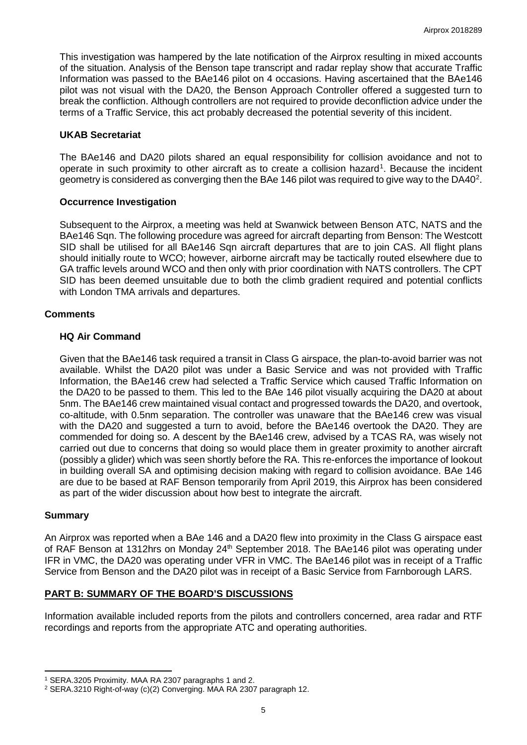This investigation was hampered by the late notification of the Airprox resulting in mixed accounts of the situation. Analysis of the Benson tape transcript and radar replay show that accurate Traffic Information was passed to the BAe146 pilot on 4 occasions. Having ascertained that the BAe146 pilot was not visual with the DA20, the Benson Approach Controller offered a suggested turn to break the confliction. Although controllers are not required to provide deconfliction advice under the terms of a Traffic Service, this act probably decreased the potential severity of this incident.

### UKAB Secretariat

The BAe146 and DA20 pilots shared an equal responsibility for collision avoidance and not to operate in such proximity to other aircraft as to create a collision hazard[1]. Because the incident geometry is considered as converging then the BAe 146 pilot was required to give way to the DA40[2].

### Occurrence Investigation

Subsequent to the Airprox, a meeting was held at Swanwick between Benson ATC, NATS and the BAe146 Sqn. The following procedure was agreed for aircraft departing from Benson: The Westcott SID shall be utilised for all BAe146 Sqn aircraft departures that are to join CAS. All flight plans should initially route to WCO; however, airborne aircraft may be tactically routed elsewhere due to GA traffic levels around WCO and then only with prior coordination with NATS controllers. The CPT SID has been deemed unsuitable due to both the climb gradient required and potential conflicts with London TMA arrivals and departures.

## Comments

### HQ Air Command

Given that the BAe146 task required a transit in Class G airspace, the plan-to-avoid barrier was not available. Whilst the DA20 pilot was under a Basic Service and was not provided with Traffic Information, the BAe146 crew had selected a Traffic Service which caused Traffic Information on the DA20 to be passed to them. This led to the BAe 146 pilot visually acquiring the DA20 at about 5nm. The BAe146 crew maintained visual contact and progressed towards the DA20, and overtook, co-altitude, with 0.5nm separation. The controller was unaware that the BAe146 crew was visual with the DA20 and suggested a turn to avoid, before the BAe146 overtook the DA20. They are commended for doing so. A descent by the BAe146 crew, advised by a TCAS RA, was wisely not carried out due to concerns that doing so would place them in greater proximity to another aircraft (possibly a glider) which was seen shortly before the RA. This re-enforces the importance of lookout in building overall SA and optimising decision making with regard to collision avoidance. BAe 146 are due to be based at RAF Benson temporarily from April 2019, this Airprox has been considered as part of the wider discussion about how best to integrate the aircraft.

## Summary

An Airprox was reported when a BAe 146 and a DA20 flew into proximity in the Class G airspace east of RAF Benson at 1312hrs on Monday 24th September 2018. The BAe146 pilot was operating under IFR in VMC, the DA20 was operating under VFR in VMC. The BAe146 pilot was in receipt of a Traffic Service from Benson and the DA20 pilot was in receipt of a Basic Service from Farnborough LARS.

## PART B: SUMMARY OF THE BOARD'S DISCUSSIONS

Information available included reports from the pilots and controllers concerned, area radar and RTF recordings and reports from the appropriate ATC and operating authorities.

---

[1] SERA.3205 Proximity. MAA RA 2307 paragraphs 1 and 2.

[2] SERA.3210 Right-of-way (c)(2) Converging. MAA RA 2307 paragraph 12.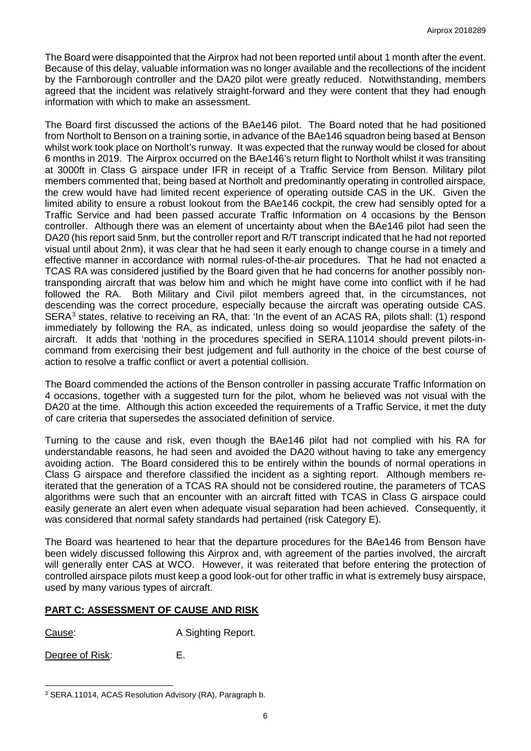The Board were disappointed that the Airprox had not been reported until about 1 month after the event. Because of this delay, valuable information was no longer available and the recollections of the incident by the Farnborough controller and the DA20 pilot were greatly reduced. Notwithstanding, members agreed that the incident was relatively straight-forward and they were content that they had enough information with which to make an assessment.

The Board first discussed the actions of the BAe146 pilot. The Board noted that he had positioned from Northolt to Benson on a training sortie, in advance of the BAe146 squadron being based at Benson whilst work took place on Northolt's runway. It was expected that the runway would be closed for about 6 months in 2019. The Airprox occurred on the BAe146's return flight to Northolt whilst it was transiting at 3000ft in Class G airspace under IFR in receipt of a Traffic Service from Benson. Military pilot members commented that, being based at Northolt and predominantly operating in controlled airspace, the crew would have had limited recent experience of operating outside CAS in the UK. Given the limited ability to ensure a robust lookout from the BAe146 cockpit, the crew had sensibly opted for a Traffic Service and had been passed accurate Traffic Information on 4 occasions by the Benson controller. Although there was an element of uncertainty about when the BAe146 pilot had seen the DA20 (his report said 5nm, but the controller report and R/T transcript indicated that he had not reported visual until about 2nm), it was clear that he had seen it early enough to change course in a timely and effective manner in accordance with normal rules-of-the-air procedures. That he had not enacted a TCAS RA was considered justified by the Board given that he had concerns for another possibly non-transponding aircraft that was below him and which he might have come into conflict with if he had followed the RA. Both Military and Civil pilot members agreed that, in the circumstances, not descending was the correct procedure, especially because the aircraft was operating outside CAS. SERA[3] states, relative to receiving an RA, that: 'In the event of an ACAS RA, pilots shall: (1) respond immediately by following the RA, as indicated, unless doing so would jeopardise the safety of the aircraft. It adds that 'nothing in the procedures specified in SERA.11014 should prevent pilots-in-command from exercising their best judgement and full authority in the choice of the best course of action to resolve a traffic conflict or avert a potential collision.

The Board commended the actions of the Benson controller in passing accurate Traffic Information on 4 occasions, together with a suggested turn for the pilot, whom he believed was not visual with the DA20 at the time. Although this action exceeded the requirements of a Traffic Service, it met the duty of care criteria that supersedes the associated definition of service.

Turning to the cause and risk, even though the BAe146 pilot had not complied with his RA for understandable reasons, he had seen and avoided the DA20 without having to take any emergency avoiding action. The Board considered this to be entirely within the bounds of normal operations in Class G airspace and therefore classified the incident as a sighting report. Although members re-iterated that the generation of a TCAS RA should not be considered routine, the parameters of TCAS algorithms were such that an encounter with an aircraft fitted with TCAS in Class G airspace could easily generate an alert even when adequate visual separation had been achieved. Consequently, it was considered that normal safety standards had pertained (risk Category E).

The Board was heartened to hear that the departure procedures for the BAe146 from Benson have been widely discussed following this Airprox and, with agreement of the parties involved, the aircraft will generally enter CAS at WCO. However, it was reiterated that before entering the protection of controlled airspace pilots must keep a good look-out for other traffic in what is extremely busy airspace, used by many various types of aircraft.

## PART C: ASSESSMENT OF CAUSE AND RISK

Cause: A Sighting Report.

Degree of Risk: E.

---

[3] SERA.11014, ACAS Resolution Advisory (RA), Paragraph b.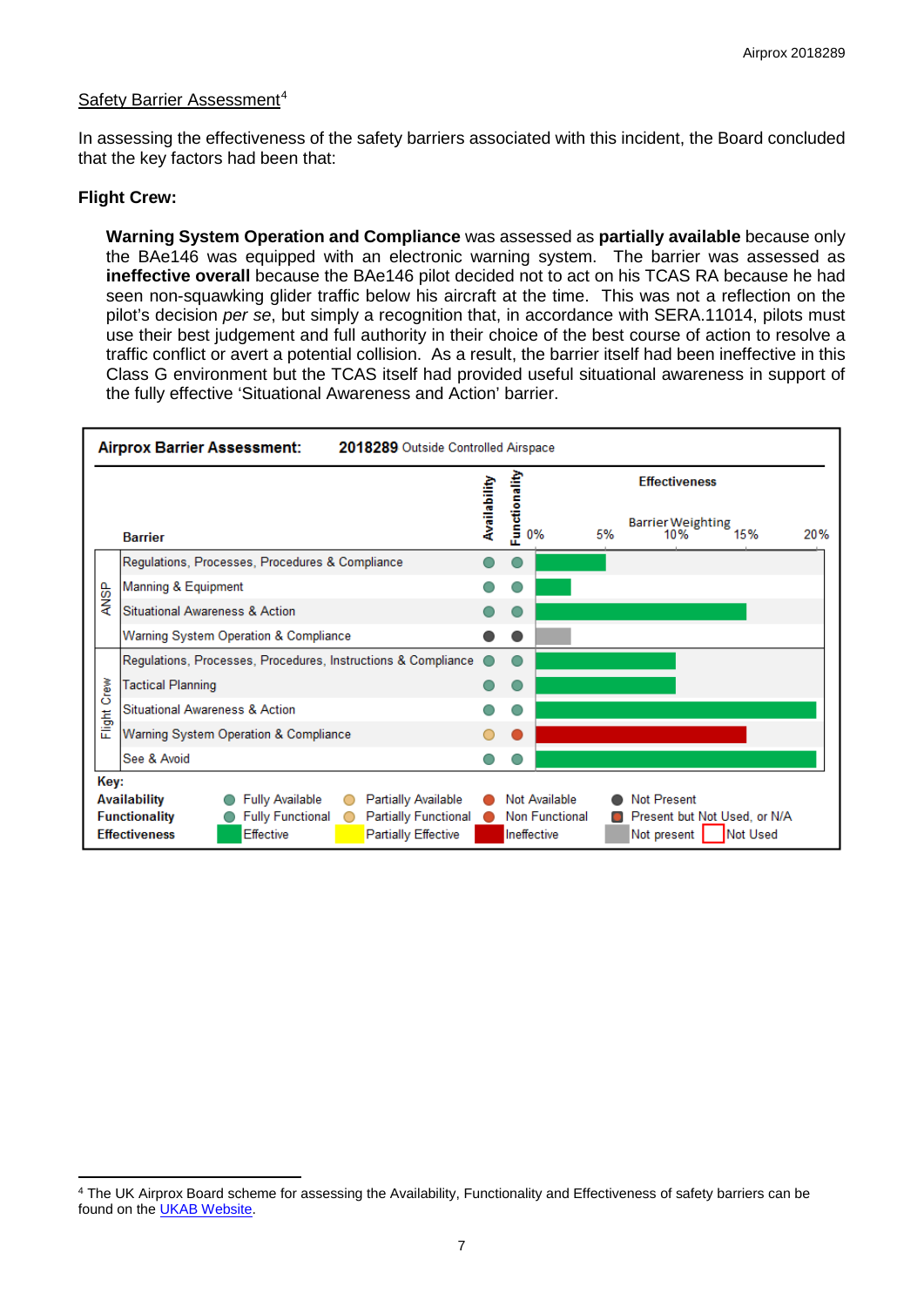Safety Barrier Assessment[4]

In assessing the effectiveness of the safety barriers associated with this incident, the Board concluded that the key factors had been that:

**Flight Crew:**

**Warning System Operation and Compliance** was assessed as **partially available** because only the BAe146 was equipped with an electronic warning system. The barrier was assessed as **ineffective overall** because the BAe146 pilot decided not to act on his TCAS RA because he had seen non-squawking glider traffic below his aircraft at the time. This was not a reflection on the pilot's decision *per se*, but simply a recognition that, in accordance with SERA.11014, pilots must use their best judgement and full authority in their choice of the best course of action to resolve a traffic conflict or avert a potential collision. As a result, the barrier itself had been ineffective in this Class G environment but the TCAS itself had provided useful situational awareness in support of the fully effective 'Situational Awareness and Action' barrier.

**Airprox Barrier Assessment:** **2018289** Outside Controlled Airspace

Barrier
Availability
Functionality
Effectiveness
Barrier Weighting
0%
5%
10%
15%
20%

ANSP
Regulations, Processes, Procedures & Compliance
Manning & Equipment
Situational Awareness & Action
Warning System Operation & Compliance

Flight Crew
Regulations, Processes, Procedures, Instructions & Compliance
Tactical Planning
Situational Awareness & Action
Warning System Operation & Compliance
See & Avoid

Key:
Availability: Fully Available, Partially Available, Not Available, Not Present
Functionality: Fully Functional, Partially Functional, Non Functional, Present but Not Used, or N/A
Effectiveness: Effective, Partially Effective, Ineffective, Not present, Not Used

---

[4] The UK Airprox Board scheme for assessing the Availability, Functionality and Effectiveness of safety barriers can be found on the UKAB Website.